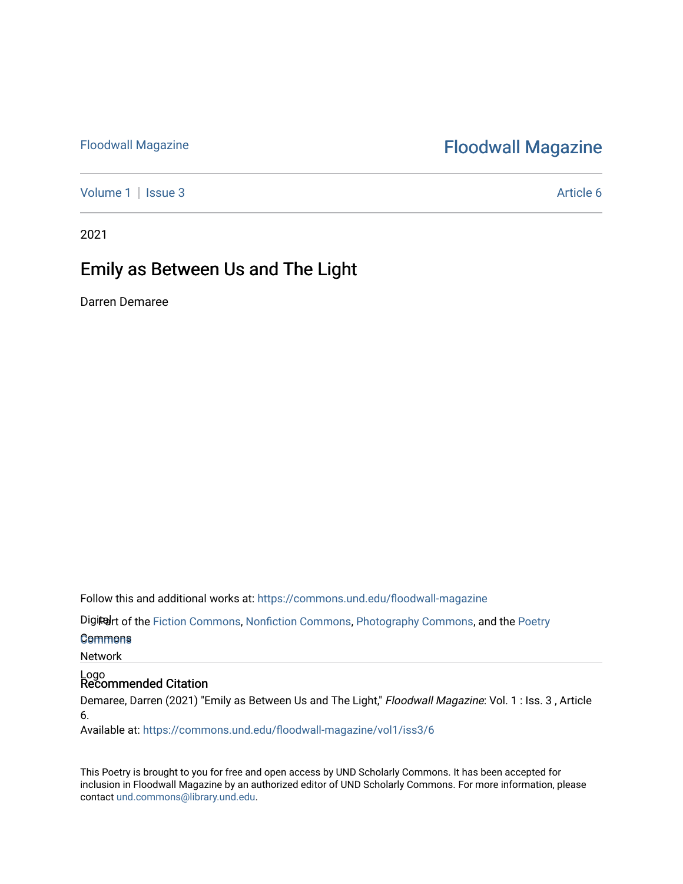Floodwall Magazine

# Floodwall Magazine

Volume 1 | Issue 3 | Article 6

2021

## Emily as Between Us and The Light

Darren Demaree

Follow this and additional works at: https://commons.und.edu/floodwall-magazine

Part of the Fiction Commons, Nonfiction Commons, Photography Commons, and the Poetry Commons

### Recommended Citation

Demaree, Darren (2021) "Emily as Between Us and The Light," *Floodwall Magazine*: Vol. 1 : Iss. 3 , Article 6.

Available at: https://commons.und.edu/floodwall-magazine/vol1/iss3/6

This Poetry is brought to you for free and open access by UND Scholarly Commons. It has been accepted for inclusion in Floodwall Magazine by an authorized editor of UND Scholarly Commons. For more information, please contact und.commons@library.und.edu.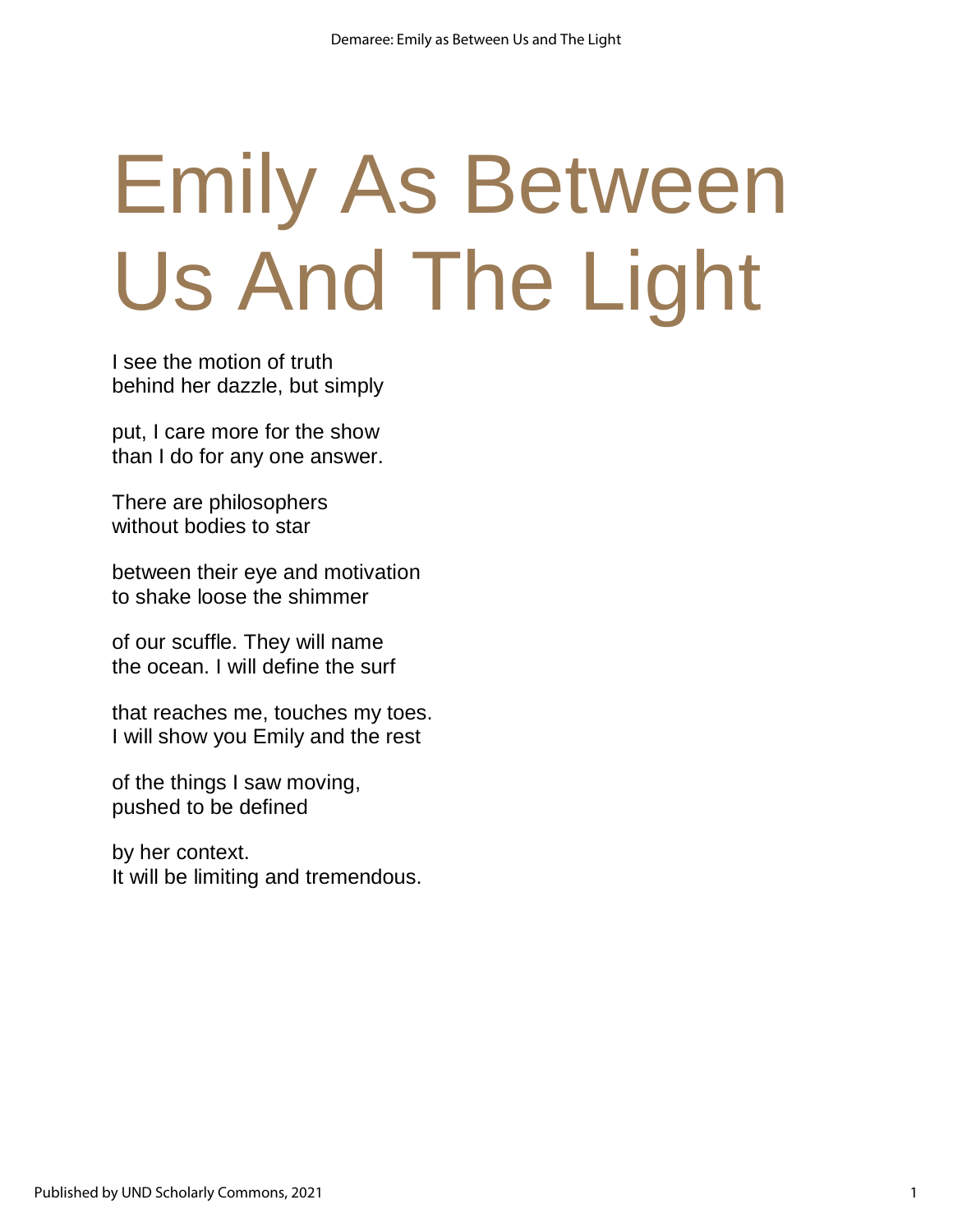# Emily As Between Us And The Light

I see the motion of truth  
behind her dazzle, but simply

put, I care more for the show  
than I do for any one answer.

There are philosophers  
without bodies to star

between their eye and motivation  
to shake loose the shimmer

of our scuffle. They will name  
the ocean. I will define the surf

that reaches me, touches my toes.  
I will show you Emily and the rest

of the things I saw moving,  
pushed to be defined

by her context.  
It will be limiting and tremendous.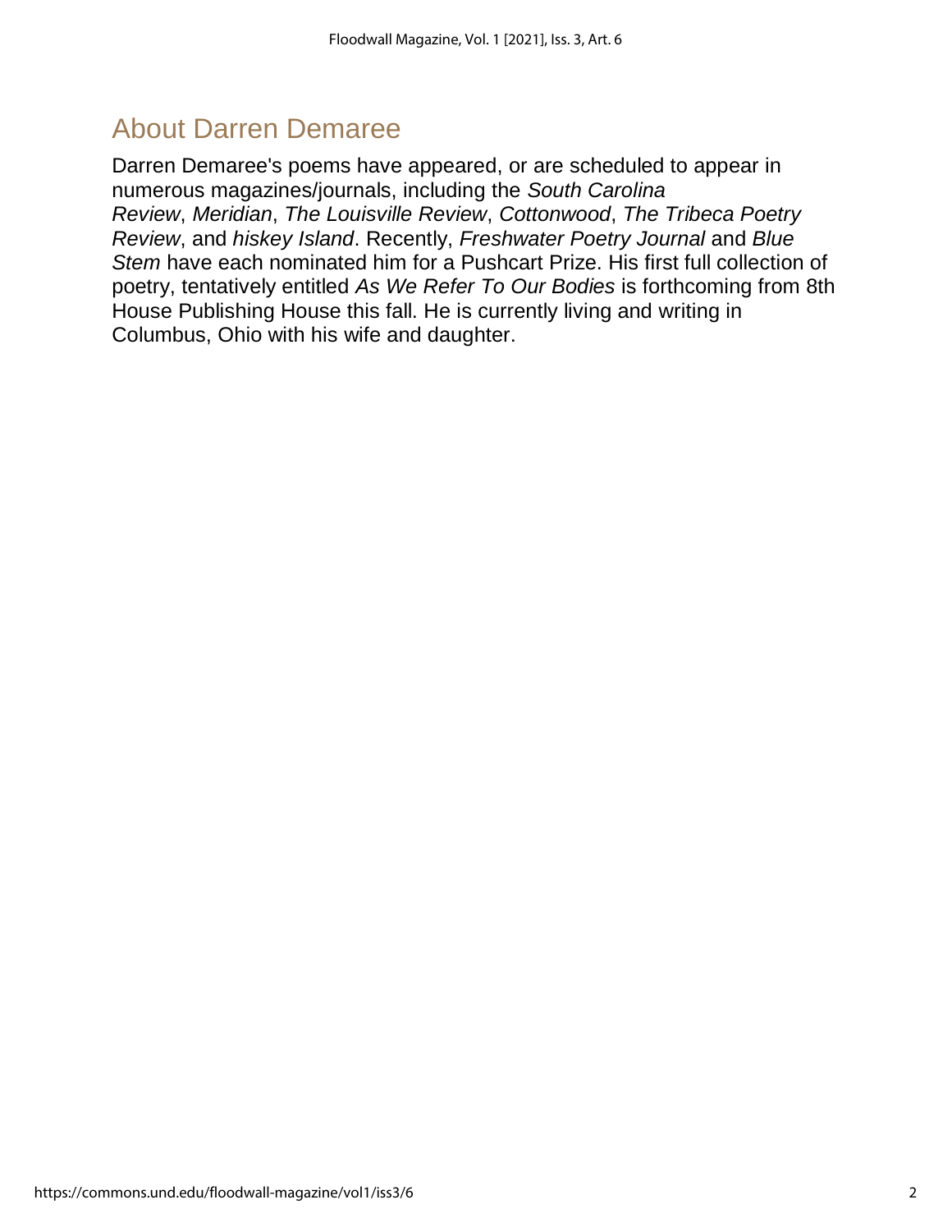## About Darren Demaree

Darren Demaree's poems have appeared, or are scheduled to appear in numerous magazines/journals, including the *South Carolina Review*, *Meridian*, *The Louisville Review*, *Cottonwood*, *The Tribeca Poetry Review*, and *hiskey Island*. Recently, *Freshwater Poetry Journal* and *Blue Stem* have each nominated him for a Pushcart Prize. His first full collection of poetry, tentatively entitled *As We Refer To Our Bodies* is forthcoming from 8th House Publishing House this fall. He is currently living and writing in Columbus, Ohio with his wife and daughter.